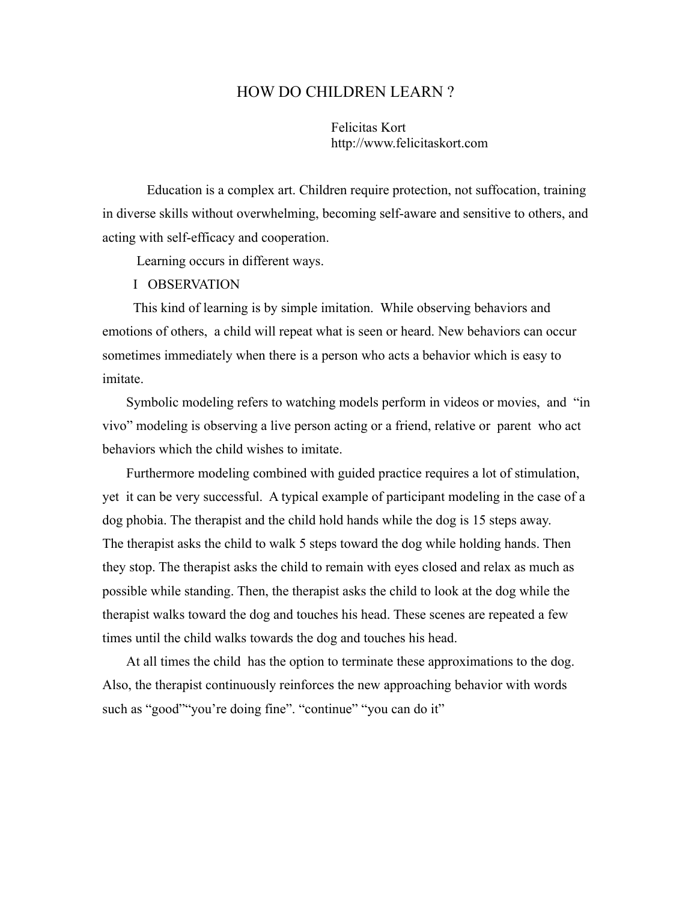# HOW DO CHILDREN LEARN ?

Felicitas Kort
http://www.felicitaskort.com

Education is a complex art. Children require protection, not suffocation, training in diverse skills without overwhelming, becoming self-aware and sensitive to others, and acting with self-efficacy and cooperation.

Learning occurs in different ways.

## I OBSERVATION

This kind of learning is by simple imitation. While observing behaviors and emotions of others, a child will repeat what is seen or heard. New behaviors can occur sometimes immediately when there is a person who acts a behavior which is easy to imitate.

Symbolic modeling refers to watching models perform in videos or movies, and "in vivo" modeling is observing a live person acting or a friend, relative or parent who act behaviors which the child wishes to imitate.

Furthermore modeling combined with guided practice requires a lot of stimulation, yet it can be very successful. A typical example of participant modeling in the case of a dog phobia. The therapist and the child hold hands while the dog is 15 steps away. The therapist asks the child to walk 5 steps toward the dog while holding hands. Then they stop. The therapist asks the child to remain with eyes closed and relax as much as possible while standing. Then, the therapist asks the child to look at the dog while the therapist walks toward the dog and touches his head. These scenes are repeated a few times until the child walks towards the dog and touches his head.

At all times the child has the option to terminate these approximations to the dog. Also, the therapist continuously reinforces the new approaching behavior with words such as "good""you're doing fine". "continue" "you can do it"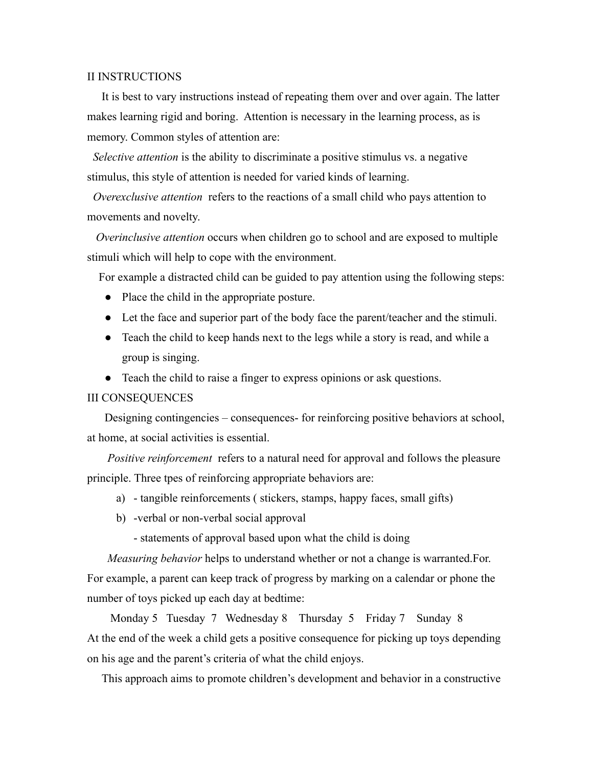## II INSTRUCTIONS

It is best to vary instructions instead of repeating them over and over again. The latter makes learning rigid and boring. Attention is necessary in the learning process, as is memory. Common styles of attention are:

*Selective attention* is the ability to discriminate a positive stimulus vs. a negative stimulus, this style of attention is needed for varied kinds of learning.

*Overexclusive attention* refers to the reactions of a small child who pays attention to movements and novelty.

*Overinclusive attention* occurs when children go to school and are exposed to multiple stimuli which will help to cope with the environment.

For example a distracted child can be guided to pay attention using the following steps:

- Place the child in the appropriate posture.
- Let the face and superior part of the body face the parent/teacher and the stimuli.
- Teach the child to keep hands next to the legs while a story is read, and while a group is singing.
- Teach the child to raise a finger to express opinions or ask questions.

## III CONSEQUENCES

Designing contingencies – consequences- for reinforcing positive behaviors at school, at home, at social activities is essential.

*Positive reinforcement* refers to a natural need for approval and follows the pleasure principle. Three tpes of reinforcing appropriate behaviors are:

a) - tangible reinforcements ( stickers, stamps, happy faces, small gifts)
b) -verbal or non-verbal social approval
   - statements of approval based upon what the child is doing

*Measuring behavior* helps to understand whether or not a change is warranted.For. For example, a parent can keep track of progress by marking on a calendar or phone the number of toys picked up each day at bedtime:

Monday 5   Tuesday 7   Wednesday 8   Thursday 5   Friday 7   Sunday 8

At the end of the week a child gets a positive consequence for picking up toys depending on his age and the parent's criteria of what the child enjoys.

This approach aims to promote children's development and behavior in a constructive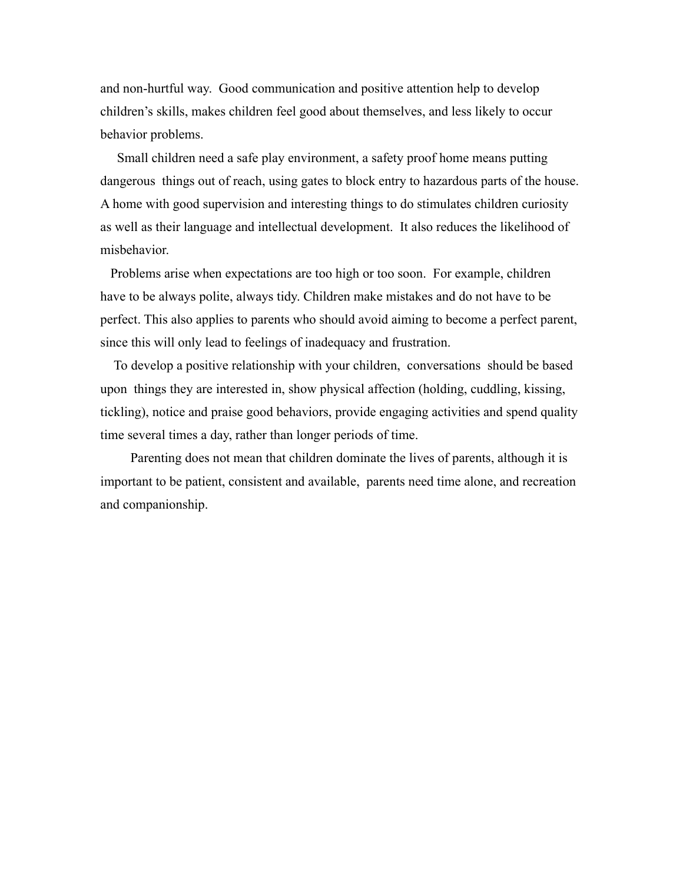and non-hurtful way. Good communication and positive attention help to develop children's skills, makes children feel good about themselves, and less likely to occur behavior problems.

Small children need a safe play environment, a safety proof home means putting dangerous things out of reach, using gates to block entry to hazardous parts of the house. A home with good supervision and interesting things to do stimulates children curiosity as well as their language and intellectual development. It also reduces the likelihood of misbehavior.

Problems arise when expectations are too high or too soon. For example, children have to be always polite, always tidy. Children make mistakes and do not have to be perfect. This also applies to parents who should avoid aiming to become a perfect parent, since this will only lead to feelings of inadequacy and frustration.

To develop a positive relationship with your children, conversations should be based upon things they are interested in, show physical affection (holding, cuddling, kissing, tickling), notice and praise good behaviors, provide engaging activities and spend quality time several times a day, rather than longer periods of time.

Parenting does not mean that children dominate the lives of parents, although it is important to be patient, consistent and available, parents need time alone, and recreation and companionship.